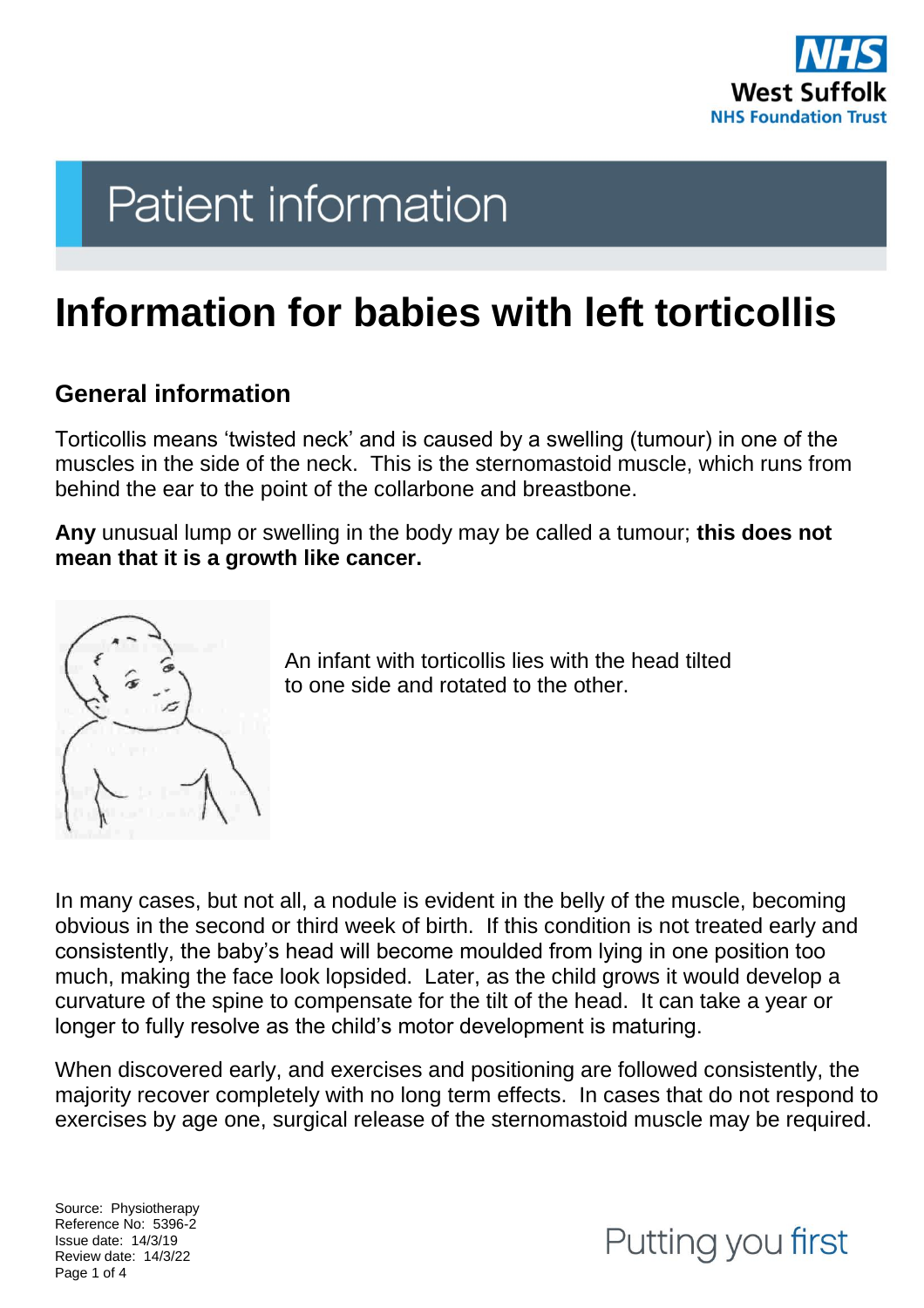Patient information

# Information for babies with left torticollis

## General information

Torticollis means 'twisted neck' and is caused by a swelling (tumour) in one of the muscles in the side of the neck. This is the sternomastoid muscle, which runs from behind the ear to the point of the collarbone and breastbone.

**Any** unusual lump or swelling in the body may be called a tumour; **this does not mean that it is a growth like cancer.**

An infant with torticollis lies with the head tilted to one side and rotated to the other.

In many cases, but not all, a nodule is evident in the belly of the muscle, becoming obvious in the second or third week of birth. If this condition is not treated early and consistently, the baby's head will become moulded from lying in one position too much, making the face look lopsided. Later, as the child grows it would develop a curvature of the spine to compensate for the tilt of the head. It can take a year or longer to fully resolve as the child's motor development is maturing.

When discovered early, and exercises and positioning are followed consistently, the majority recover completely with no long term effects. In cases that do not respond to exercises by age one, surgical release of the sternomastoid muscle may be required.

Source: Physiotherapy
Reference No: 5396-2
Issue date: 14/3/19
Review date: 14/3/22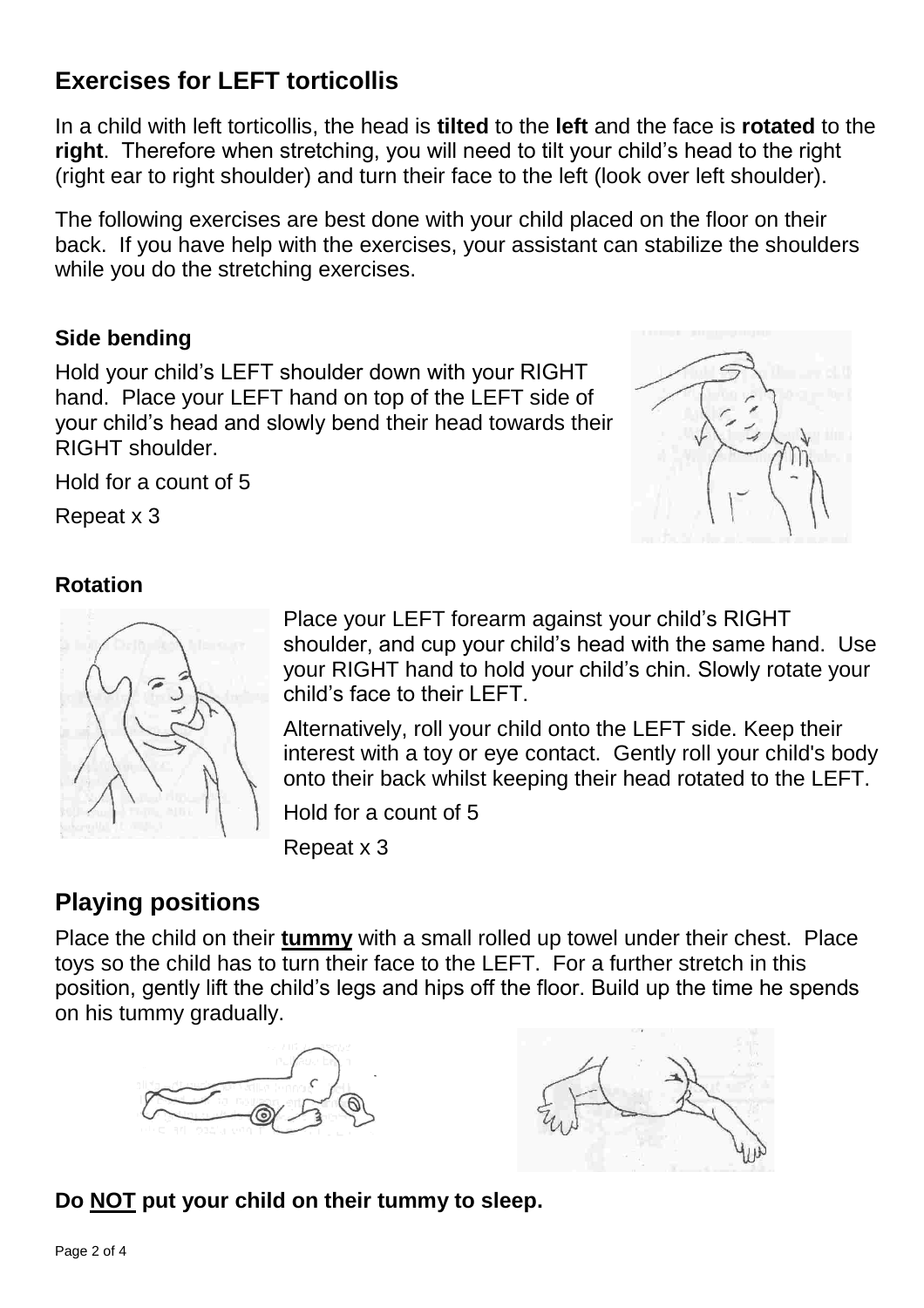## Exercises for LEFT torticollis

In a child with left torticollis, the head is **tilted** to the **left** and the face is **rotated** to the **right**. Therefore when stretching, you will need to tilt your child's head to the right (right ear to right shoulder) and turn their face to the left (look over left shoulder).

The following exercises are best done with your child placed on the floor on their back. If you have help with the exercises, your assistant can stabilize the shoulders while you do the stretching exercises.

### Side bending

Hold your child's LEFT shoulder down with your RIGHT hand. Place your LEFT hand on top of the LEFT side of your child's head and slowly bend their head towards their RIGHT shoulder.

Hold for a count of 5

Repeat x 3

### Rotation

Place your LEFT forearm against your child's RIGHT shoulder, and cup your child's head with the same hand. Use your RIGHT hand to hold your child's chin. Slowly rotate your child's face to their LEFT.

Alternatively, roll your child onto the LEFT side. Keep their interest with a toy or eye contact. Gently roll your child's body onto their back whilst keeping their head rotated to the LEFT.

Hold for a count of 5

Repeat x 3

## Playing positions

Place the child on their **tummy** with a small rolled up towel under their chest. Place toys so the child has to turn their face to the LEFT. For a further stretch in this position, gently lift the child's legs and hips off the floor. Build up the time he spends on his tummy gradually.

**Do NOT put your child on their tummy to sleep.**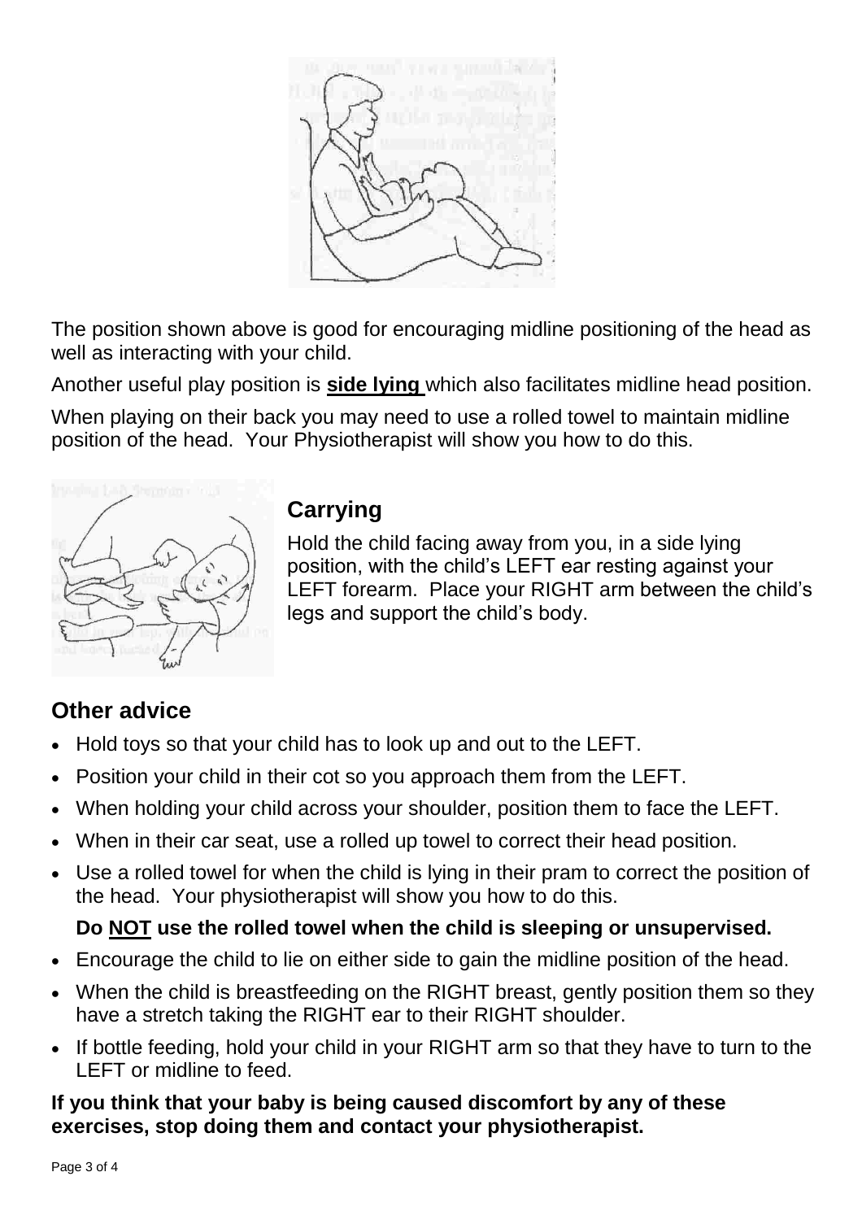The position shown above is good for encouraging midline positioning of the head as well as interacting with your child.

Another useful play position is **side lying** which also facilitates midline head position.

When playing on their back you may need to use a rolled towel to maintain midline position of the head. Your Physiotherapist will show you how to do this.

## Carrying

Hold the child facing away from you, in a side lying position, with the child's LEFT ear resting against your LEFT forearm. Place your RIGHT arm between the child's legs and support the child's body.

## Other advice

- Hold toys so that your child has to look up and out to the LEFT.
- Position your child in their cot so you approach them from the LEFT.
- When holding your child across your shoulder, position them to face the LEFT.
- When in their car seat, use a rolled up towel to correct their head position.
- Use a rolled towel for when the child is lying in their pram to correct the position of the head. Your physiotherapist will show you how to do this.

  **Do NOT use the rolled towel when the child is sleeping or unsupervised.**
- Encourage the child to lie on either side to gain the midline position of the head.
- When the child is breastfeeding on the RIGHT breast, gently position them so they have a stretch taking the RIGHT ear to their RIGHT shoulder.
- If bottle feeding, hold your child in your RIGHT arm so that they have to turn to the LEFT or midline to feed.

**If you think that your baby is being caused discomfort by any of these exercises, stop doing them and contact your physiotherapist.**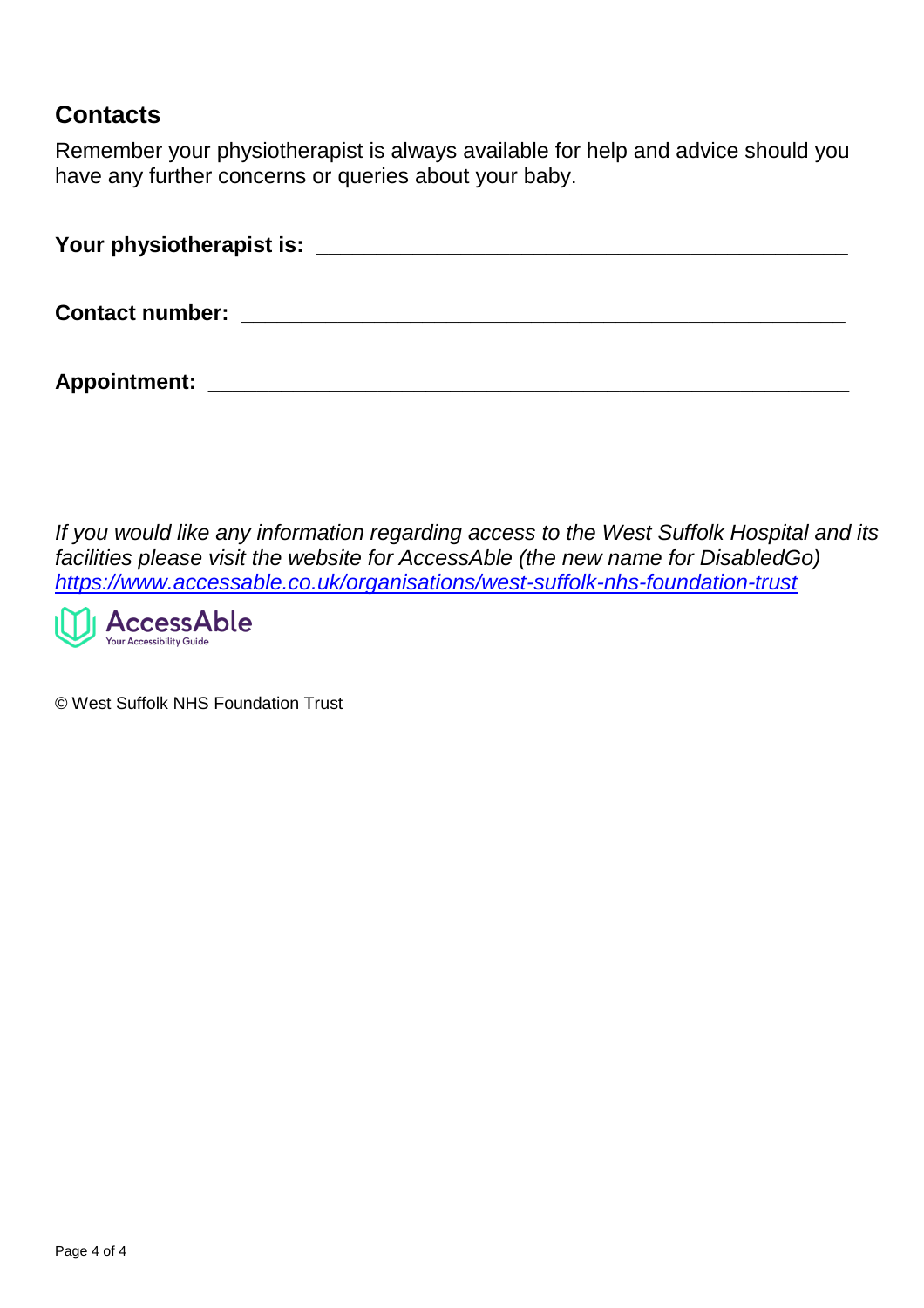## Contacts

Remember your physiotherapist is always available for help and advice should you have any further concerns or queries about your baby.

**Your physiotherapist is:** _______________________________________________

**Contact number:** _______________________________________________________

**Appointment:** _________________________________________________________

*If you would like any information regarding access to the West Suffolk Hospital and its facilities please visit the website for AccessAble (the new name for DisabledGo)* *https://www.accessable.co.uk/organisations/west-suffolk-nhs-foundation-trust*

AccessAble
Your Accessibility Guide

© West Suffolk NHS Foundation Trust